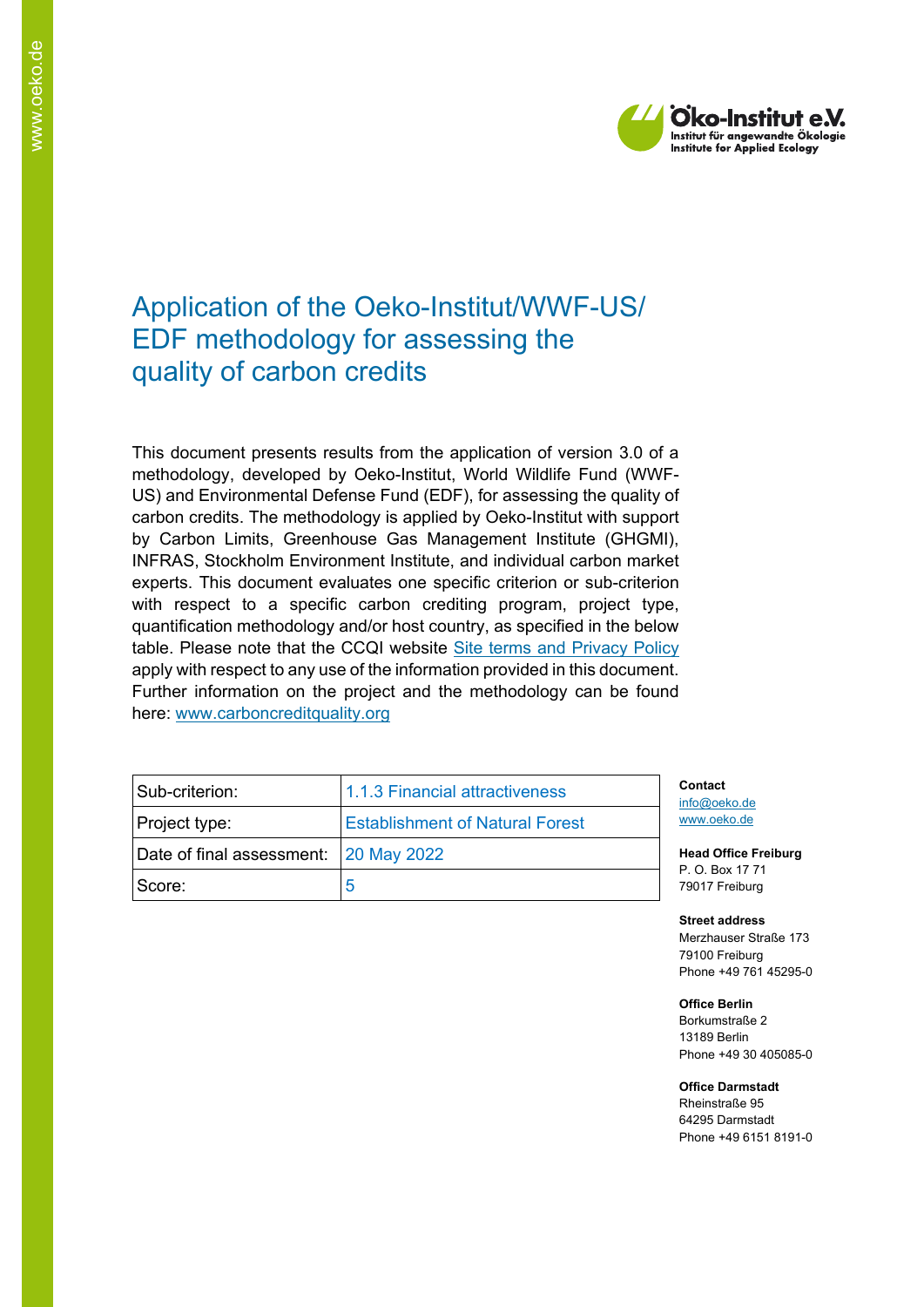# Application of the Oeko-Institut/WWF-US/ EDF methodology for assessing the quality of carbon credits

This document presents results from the application of version 3.0 of a methodology, developed by Oeko-Institut, World Wildlife Fund (WWF-US) and Environmental Defense Fund (EDF), for assessing the quality of carbon credits. The methodology is applied by Oeko-Institut with support by Carbon Limits, Greenhouse Gas Management Institute (GHGMI), INFRAS, Stockholm Environment Institute, and individual carbon market experts. This document evaluates one specific criterion or sub-criterion with respect to a specific carbon crediting program, project type, quantification methodology and/or host country, as specified in the below table. Please note that the CCQI website Site terms and Privacy Policy apply with respect to any use of the information provided in this document. Further information on the project and the methodology can be found here: www.carboncreditquality.org

| Sub-criterion: | 1.1.3 Financial attractiveness |
|---|---|
| Project type: | Establishment of Natural Forest |
| Date of final assessment: | 20 May 2022 |
| Score: | 5 |

**Contact**
info@oeko.de
www.oeko.de

**Head Office Freiburg**
P. O. Box 17 71
79017 Freiburg

**Street address**
Merzhauser Straße 173
79100 Freiburg
Phone +49 761 45295-0

**Office Berlin**
Borkumstraße 2
13189 Berlin
Phone +49 30 405085-0

**Office Darmstadt**
Rheinstraße 95
64295 Darmstadt
Phone +49 6151 8191-0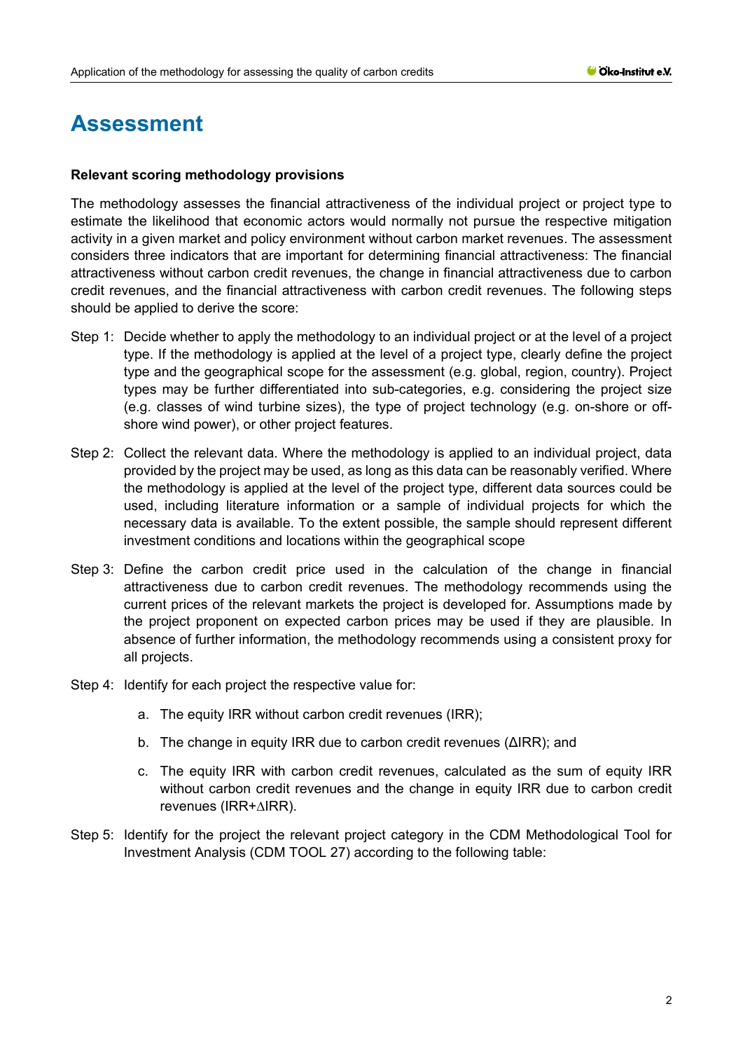# Assessment

**Relevant scoring methodology provisions**

The methodology assesses the financial attractiveness of the individual project or project type to estimate the likelihood that economic actors would normally not pursue the respective mitigation activity in a given market and policy environment without carbon market revenues. The assessment considers three indicators that are important for determining financial attractiveness: The financial attractiveness without carbon credit revenues, the change in financial attractiveness due to carbon credit revenues, and the financial attractiveness with carbon credit revenues. The following steps should be applied to derive the score:

Step 1: Decide whether to apply the methodology to an individual project or at the level of a project type. If the methodology is applied at the level of a project type, clearly define the project type and the geographical scope for the assessment (e.g. global, region, country). Project types may be further differentiated into sub-categories, e.g. considering the project size (e.g. classes of wind turbine sizes), the type of project technology (e.g. on-shore or off-shore wind power), or other project features.

Step 2: Collect the relevant data. Where the methodology is applied to an individual project, data provided by the project may be used, as long as this data can be reasonably verified. Where the methodology is applied at the level of the project type, different data sources could be used, including literature information or a sample of individual projects for which the necessary data is available. To the extent possible, the sample should represent different investment conditions and locations within the geographical scope

Step 3: Define the carbon credit price used in the calculation of the change in financial attractiveness due to carbon credit revenues. The methodology recommends using the current prices of the relevant markets the project is developed for. Assumptions made by the project proponent on expected carbon prices may be used if they are plausible. In absence of further information, the methodology recommends using a consistent proxy for all projects.

Step 4: Identify for each project the respective value for:

a. The equity IRR without carbon credit revenues (IRR);

b. The change in equity IRR due to carbon credit revenues (ΔIRR); and

c. The equity IRR with carbon credit revenues, calculated as the sum of equity IRR without carbon credit revenues and the change in equity IRR due to carbon credit revenues (IRR+ΔIRR).

Step 5: Identify for the project the relevant project category in the CDM Methodological Tool for Investment Analysis (CDM TOOL 27) according to the following table: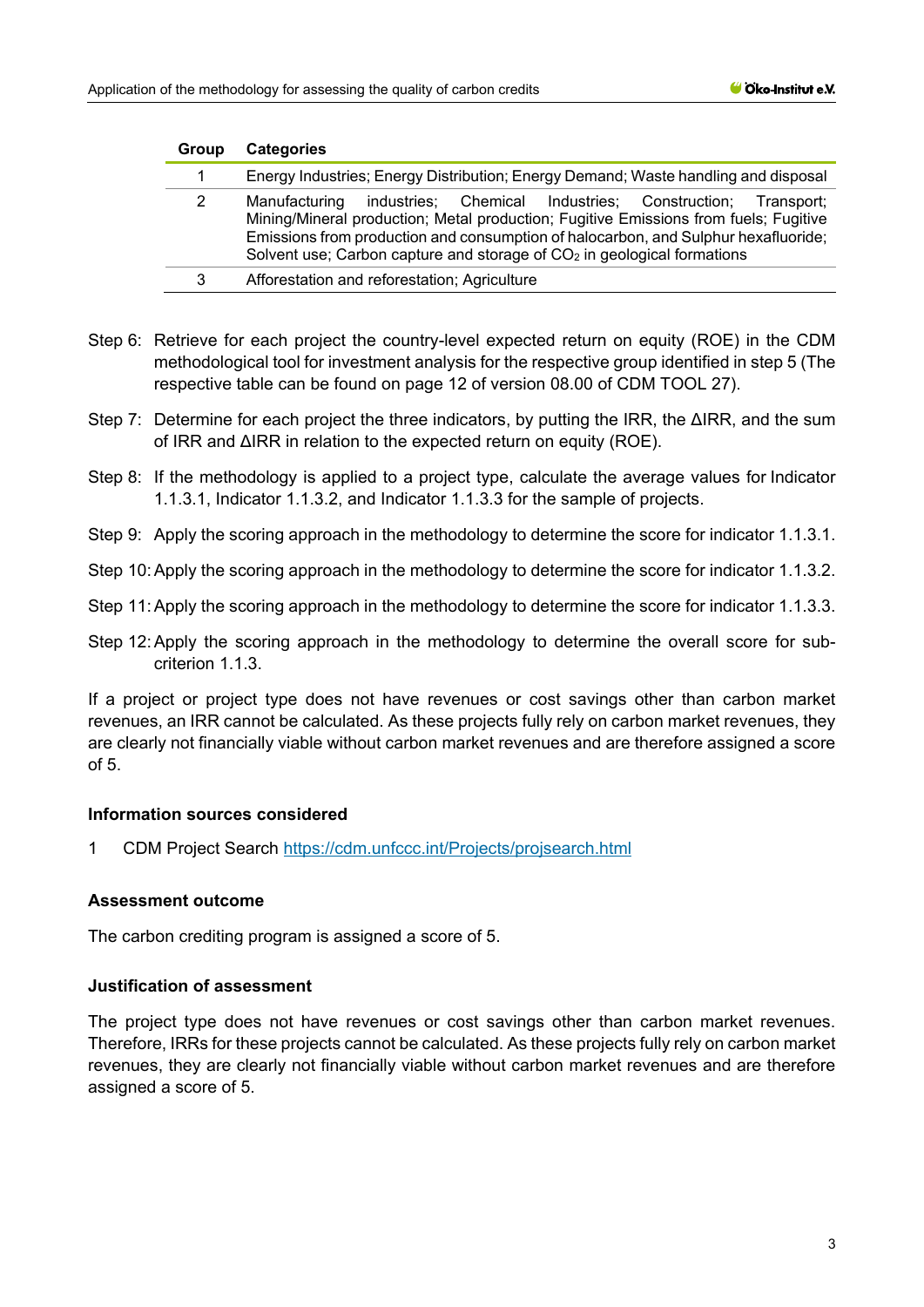| Group | Categories |
|---|---|
| 1 | Energy Industries; Energy Distribution; Energy Demand; Waste handling and disposal |
| 2 | Manufacturing industries; Chemical Industries; Construction; Transport; Mining/Mineral production; Metal production; Fugitive Emissions from fuels; Fugitive Emissions from production and consumption of halocarbon, and Sulphur hexafluoride; Solvent use; Carbon capture and storage of $CO_2$ in geological formations |
| 3 | Afforestation and reforestation; Agriculture |

Step 6: Retrieve for each project the country-level expected return on equity (ROE) in the CDM methodological tool for investment analysis for the respective group identified in step 5 (The respective table can be found on page 12 of version 08.00 of CDM TOOL 27).

Step 7: Determine for each project the three indicators, by putting the IRR, the ΔIRR, and the sum of IRR and ΔIRR in relation to the expected return on equity (ROE).

Step 8: If the methodology is applied to a project type, calculate the average values for Indicator 1.1.3.1, Indicator 1.1.3.2, and Indicator 1.1.3.3 for the sample of projects.

Step 9: Apply the scoring approach in the methodology to determine the score for indicator 1.1.3.1.

Step 10: Apply the scoring approach in the methodology to determine the score for indicator 1.1.3.2.

Step 11: Apply the scoring approach in the methodology to determine the score for indicator 1.1.3.3.

Step 12: Apply the scoring approach in the methodology to determine the overall score for sub-criterion 1.1.3.

If a project or project type does not have revenues or cost savings other than carbon market revenues, an IRR cannot be calculated. As these projects fully rely on carbon market revenues, they are clearly not financially viable without carbon market revenues and are therefore assigned a score of 5.

**Information sources considered**

1 CDM Project Search https://cdm.unfccc.int/Projects/projsearch.html

**Assessment outcome**

The carbon crediting program is assigned a score of 5.

**Justification of assessment**

The project type does not have revenues or cost savings other than carbon market revenues. Therefore, IRRs for these projects cannot be calculated. As these projects fully rely on carbon market revenues, they are clearly not financially viable without carbon market revenues and are therefore assigned a score of 5.